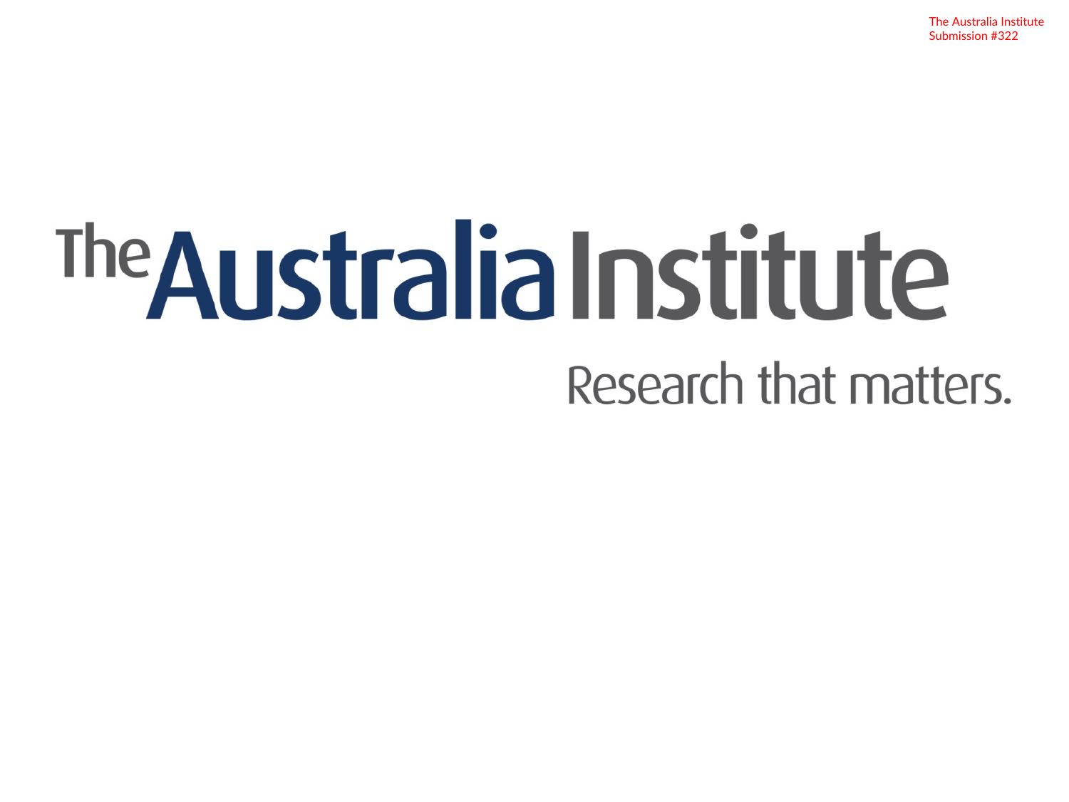The Australia Institute
Submission #322

# The Australia Institute

Research that matters.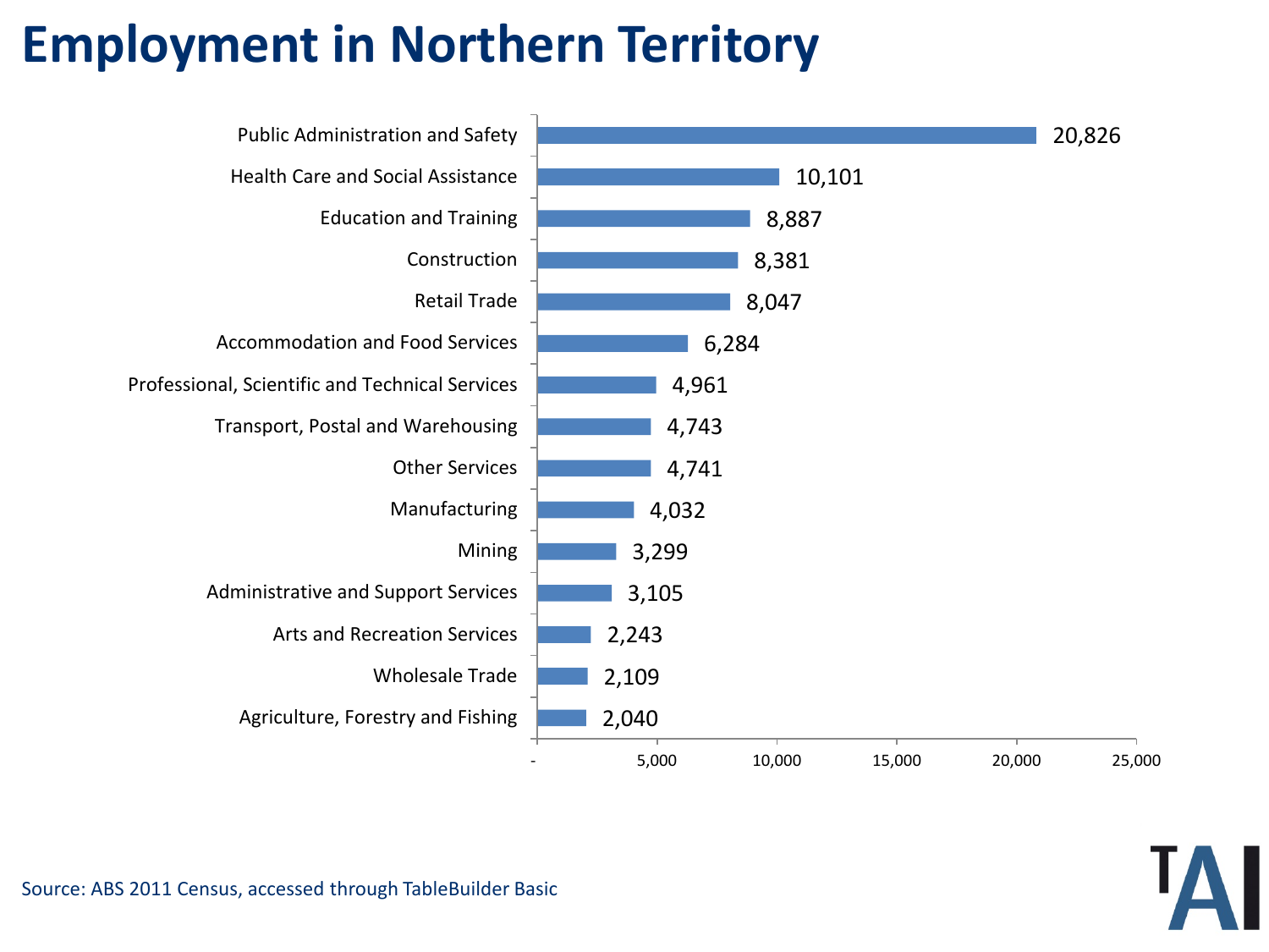# Employment in Northern Territory

| Industry | Employment |
| --- | --- |
| Public Administration and Safety | 20,826 |
| Health Care and Social Assistance | 10,101 |
| Education and Training | 8,887 |
| Construction | 8,381 |
| Retail Trade | 8,047 |
| Accommodation and Food Services | 6,284 |
| Professional, Scientific and Technical Services | 4,961 |
| Transport, Postal and Warehousing | 4,743 |
| Other Services | 4,741 |
| Manufacturing | 4,032 |
| Mining | 3,299 |
| Administrative and Support Services | 3,105 |
| Arts and Recreation Services | 2,243 |
| Wholesale Trade | 2,109 |
| Agriculture, Forestry and Fishing | 2,040 |

Source: ABS 2011 Census, accessed through TableBuilder Basic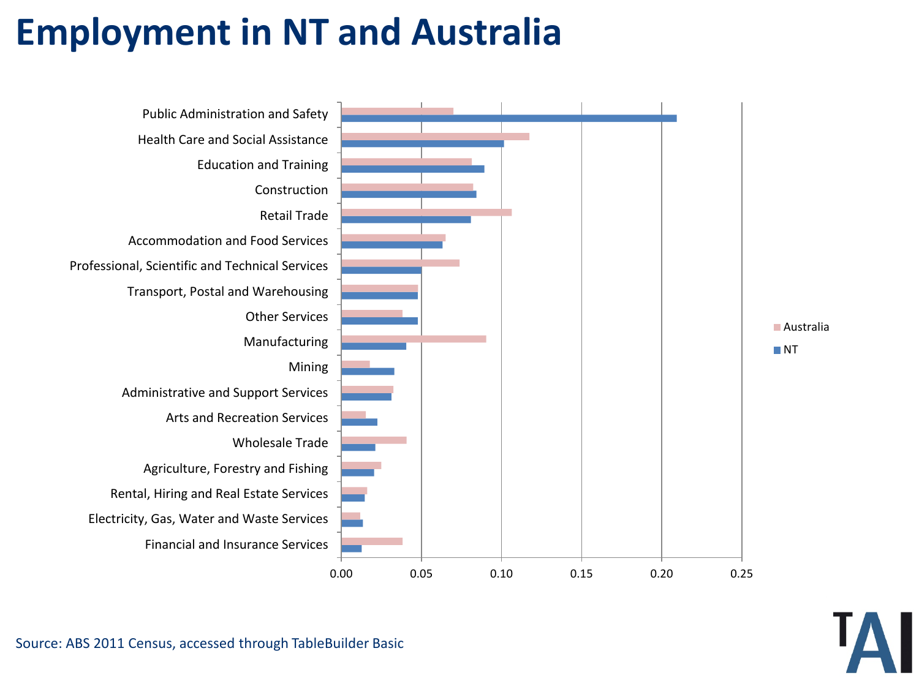# Employment in NT and Australia

Public Administration and Safety

Health Care and Social Assistance

Education and Training

Construction

Retail Trade

Accommodation and Food Services

Professional, Scientific and Technical Services

Transport, Postal and Warehousing

Other Services

Manufacturing

Mining

Administrative and Support Services

Arts and Recreation Services

Wholesale Trade

Agriculture, Forestry and Fishing

Rental, Hiring and Real Estate Services

Electricity, Gas, Water and Waste Services

Financial and Insurance Services

0.00 0.05 0.10 0.15 0.20 0.25

Australia

NT

Source: ABS 2011 Census, accessed through TableBuilder Basic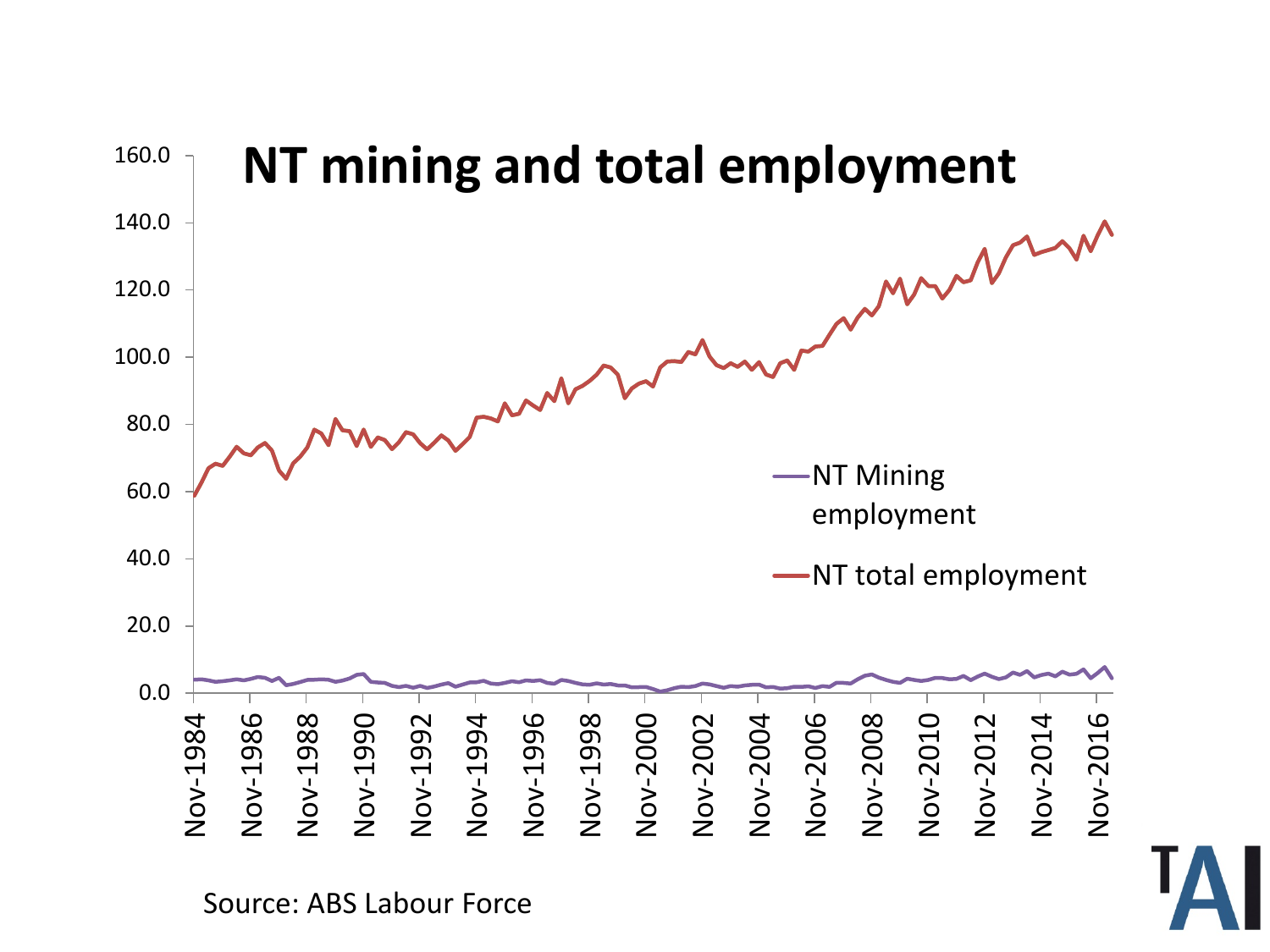# NT mining and total employment

Source: ABS Labour Force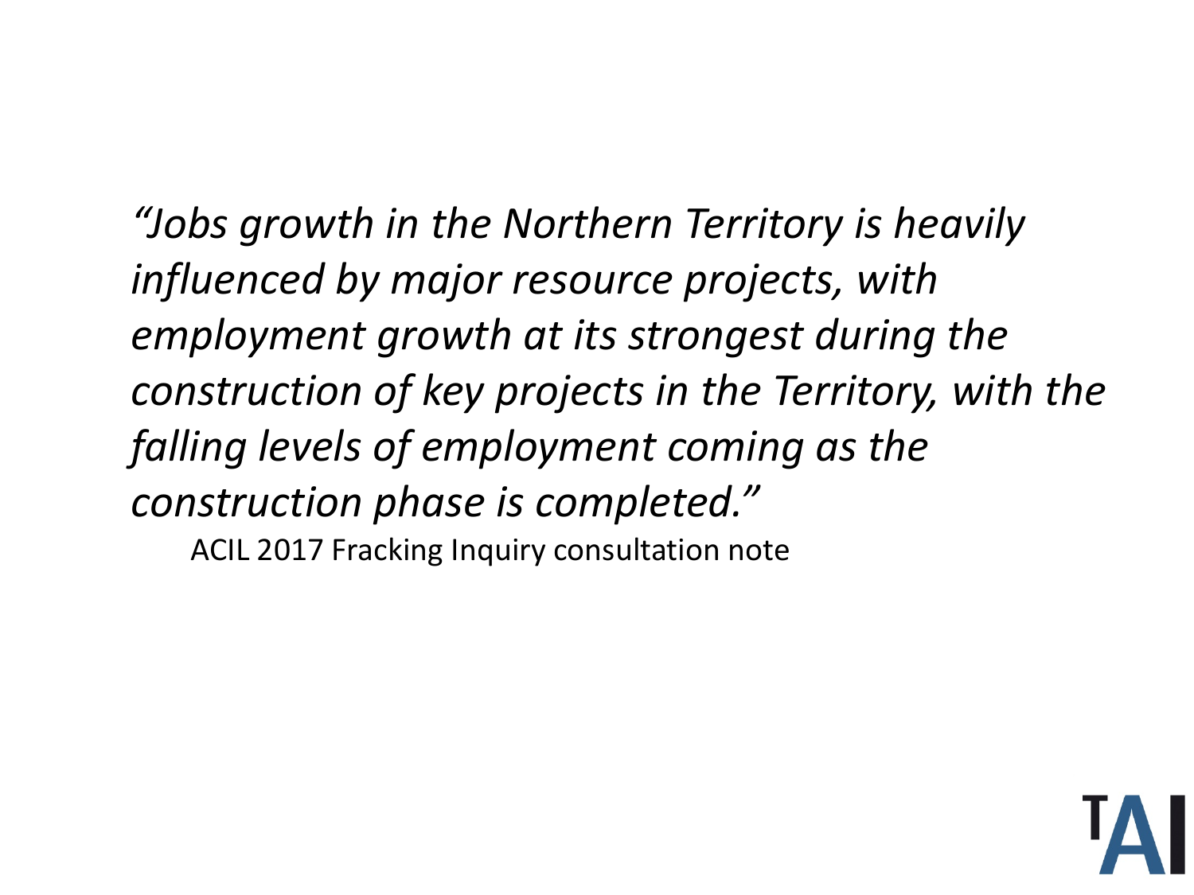*"Jobs growth in the Northern Territory is heavily influenced by major resource projects, with employment growth at its strongest during the construction of key projects in the Territory, with the falling levels of employment coming as the construction phase is completed."*

ACIL 2017 Fracking Inquiry consultation note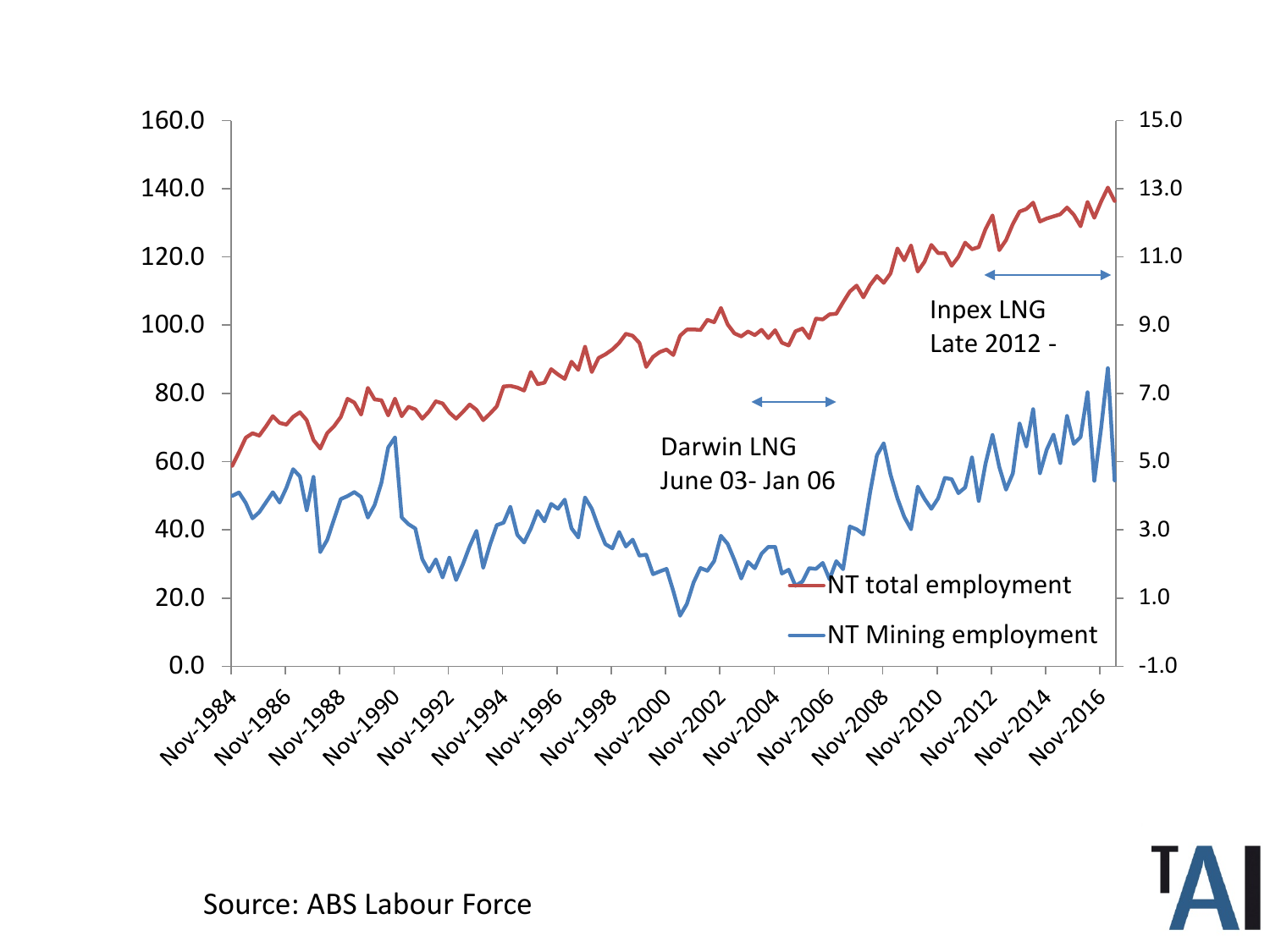Darwin LNG
June 03- Jan 06

Inpex LNG
Late 2012 -

NT total employment

NT Mining employment

Source: ABS Labour Force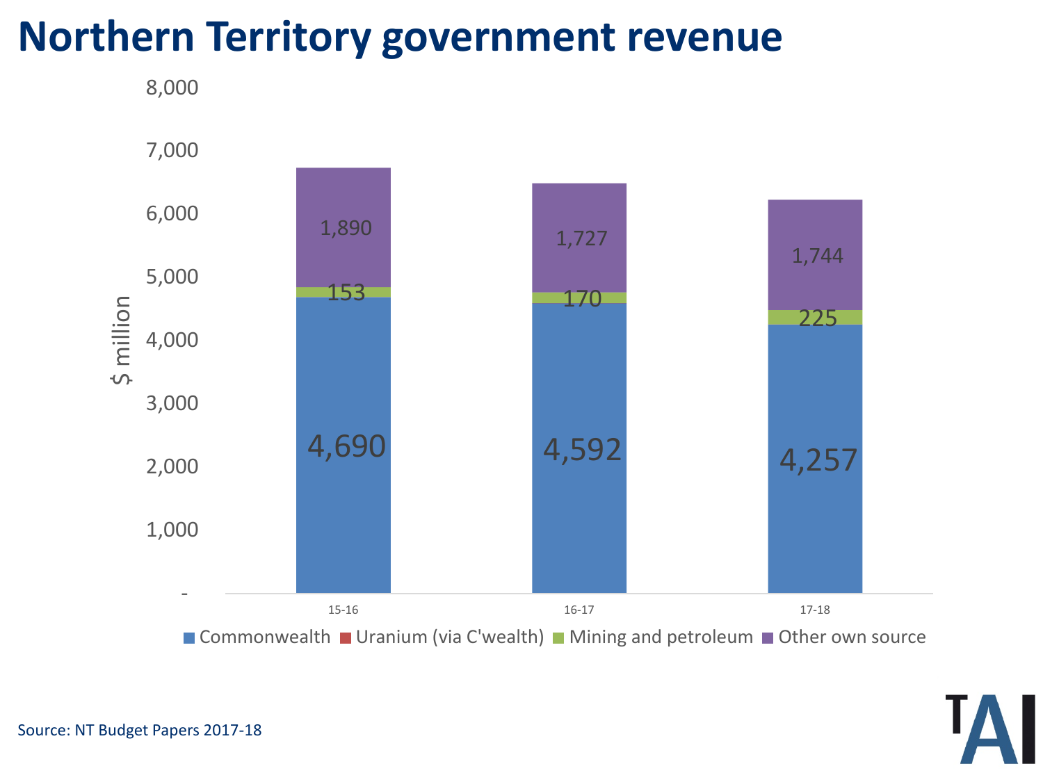# Northern Territory government revenue

| $ million | 15-16 | 16-17 | 17-18 |
|---|---|---|---|
| Commonwealth | 4,690 | 4,592 | 4,257 |
| Uranium (via C'wealth) | | | |
| Mining and petroleum | 153 | 170 | 225 |
| Other own source | 1,890 | 1,727 | 1,744 |

Source: NT Budget Papers 2017-18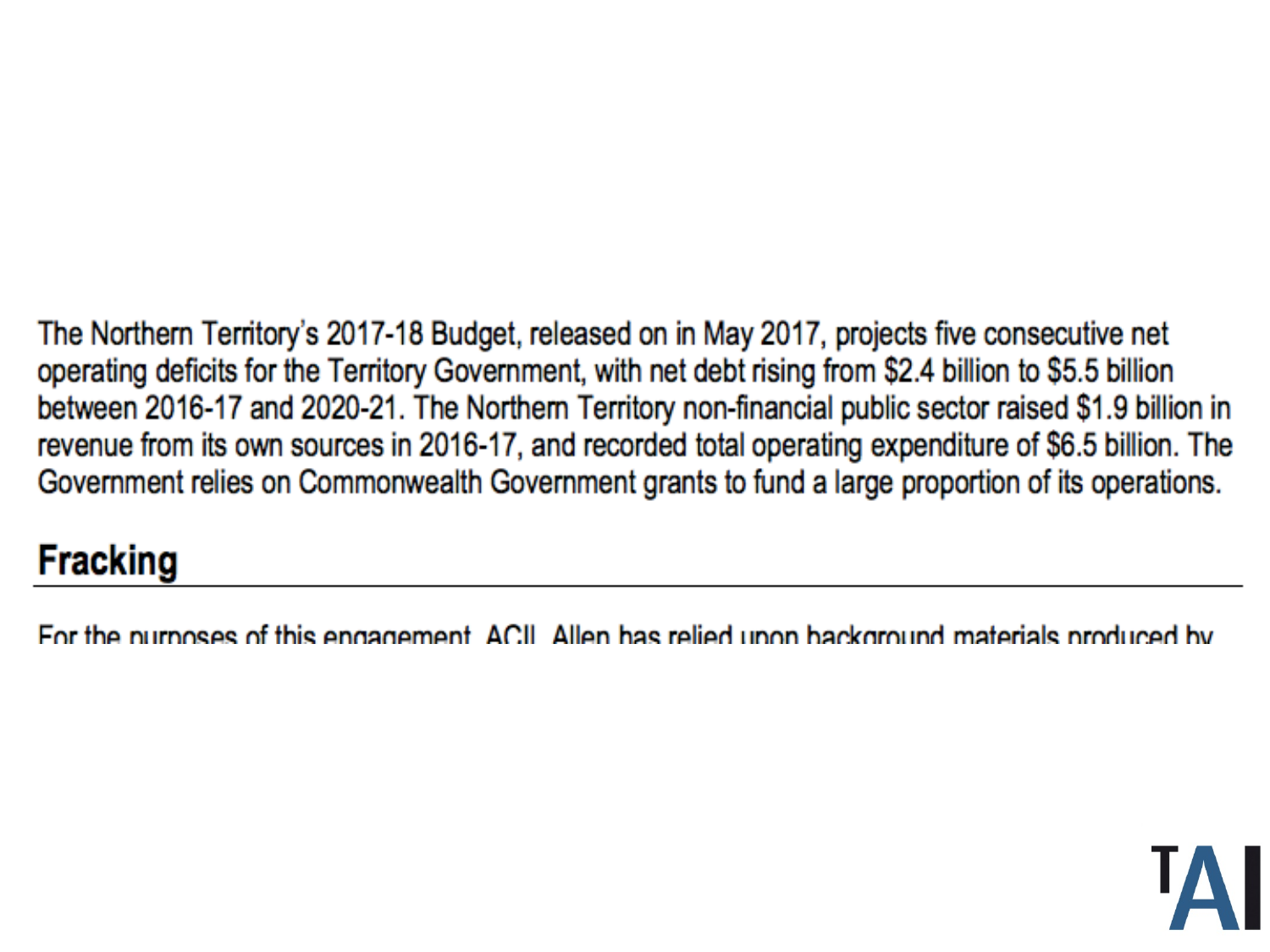The Northern Territory's 2017-18 Budget, released on in May 2017, projects five consecutive net operating deficits for the Territory Government, with net debt rising from $2.4 billion to $5.5 billion between 2016-17 and 2020-21. The Northern Territory non-financial public sector raised $1.9 billion in revenue from its own sources in 2016-17, and recorded total operating expenditure of $6.5 billion. The Government relies on Commonwealth Government grants to fund a large proportion of its operations.

## Fracking

For the purposes of this engagement, ACIL Allen has relied upon background materials produced by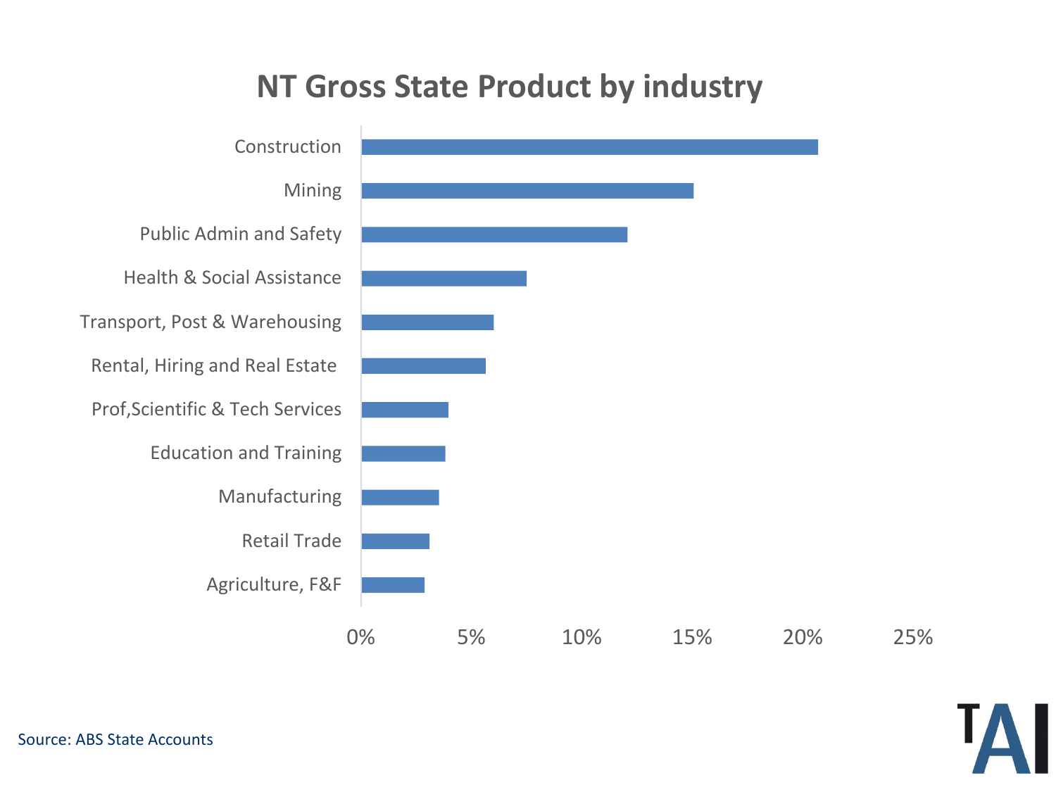## NT Gross State Product by industry

| Industry |
|---|
| Construction |
| Mining |
| Public Admin and Safety |
| Health & Social Assistance |
| Transport, Post & Warehousing |
| Rental, Hiring and Real Estate |
| Prof,Scientific & Tech Services |
| Education and Training |
| Manufacturing |
| Retail Trade |
| Agriculture, F&F |

0% 5% 10% 15% 20% 25%

Source: ABS State Accounts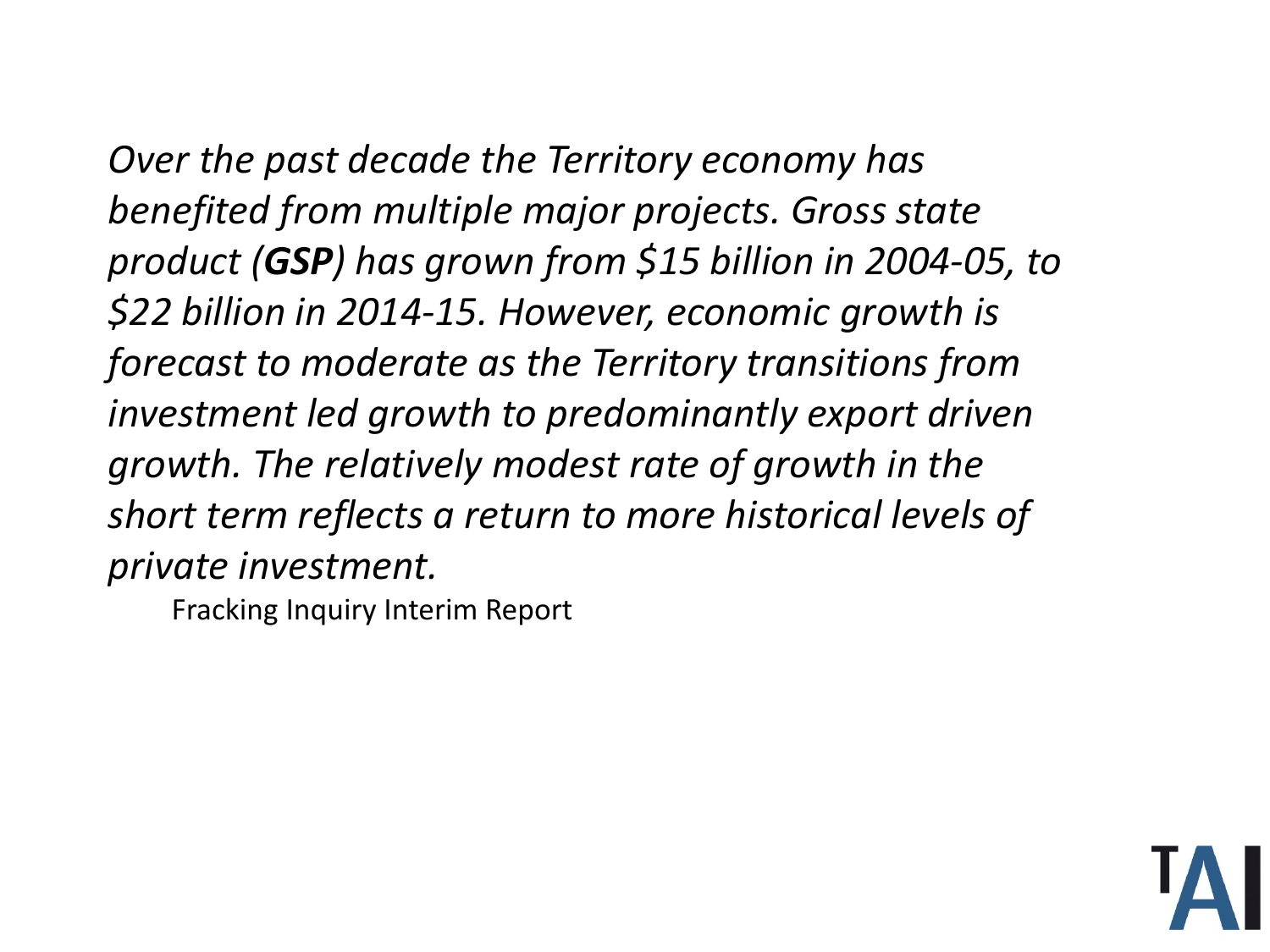*Over the past decade the Territory economy has benefited from multiple major projects. Gross state product (**GSP**) has grown from $15 billion in 2004-05, to $22 billion in 2014-15. However, economic growth is forecast to moderate as the Territory transitions from investment led growth to predominantly export driven growth. The relatively modest rate of growth in the short term reflects a return to more historical levels of private investment.*

Fracking Inquiry Interim Report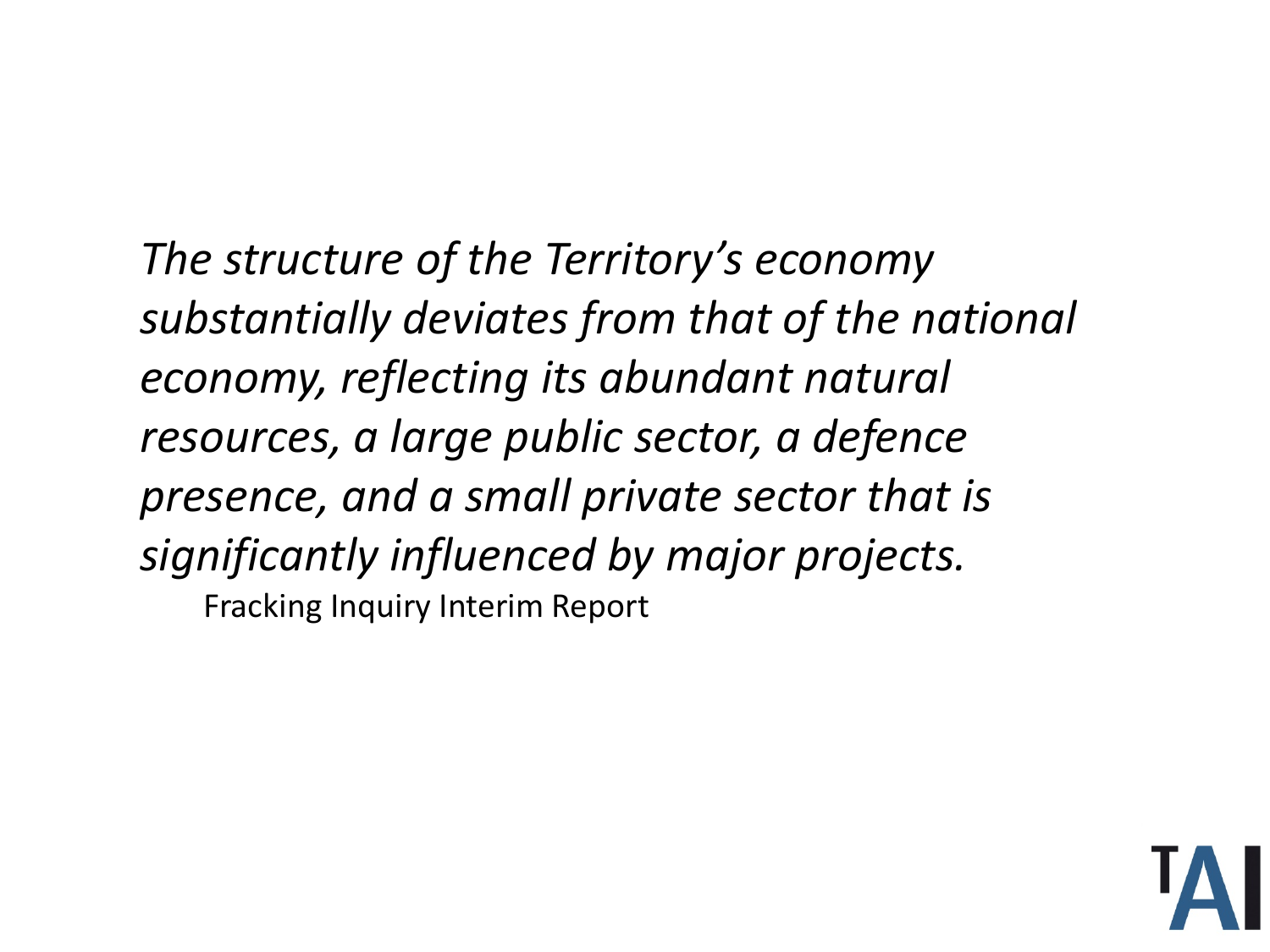*The structure of the Territory's economy substantially deviates from that of the national economy, reflecting its abundant natural resources, a large public sector, a defence presence, and a small private sector that is significantly influenced by major projects.*

Fracking Inquiry Interim Report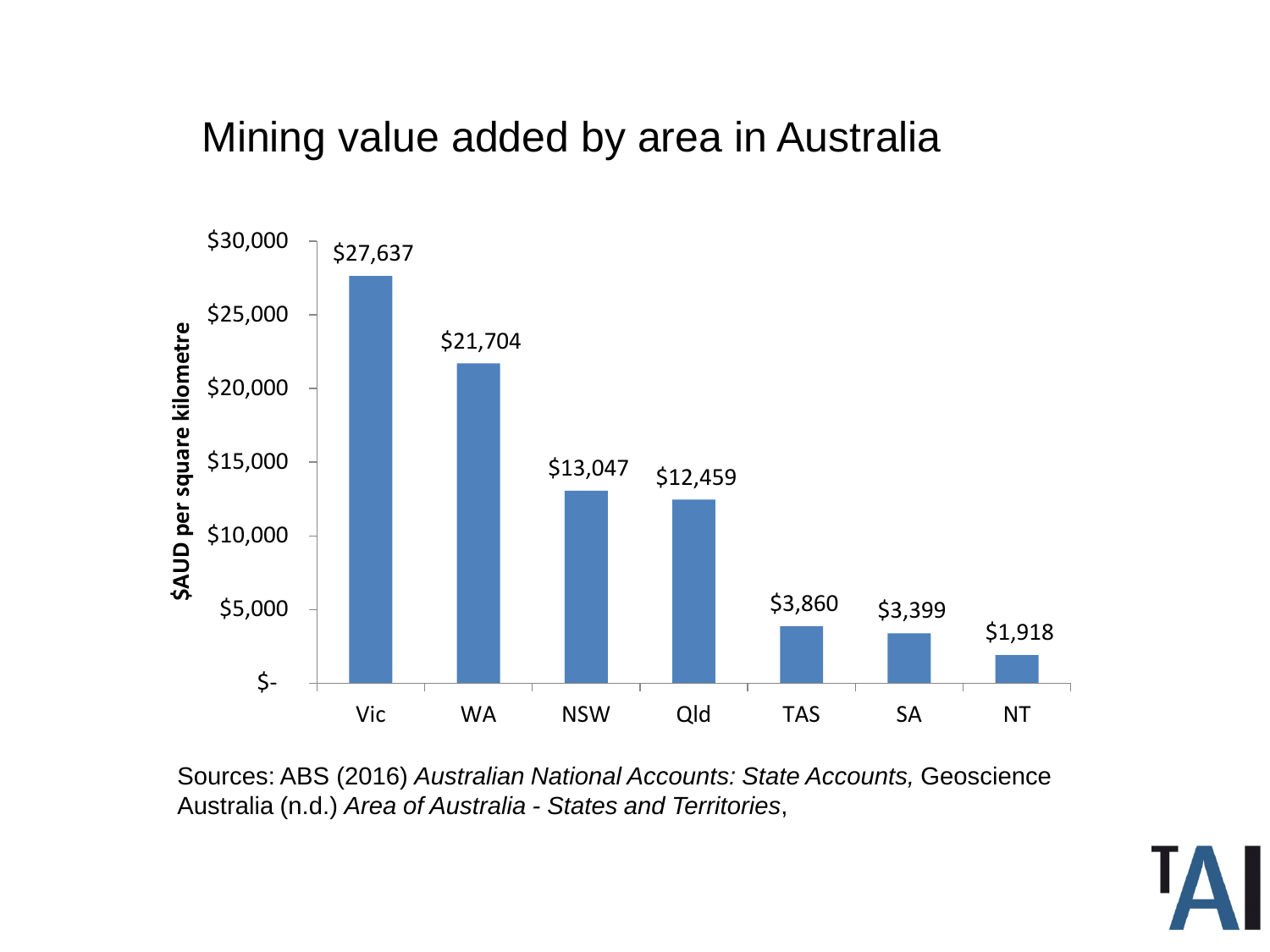# Mining value added by area in Australia

| | $AUD per square kilometre |
| --- | --- |
| Vic | $27,637 |
| WA | $21,704 |
| NSW | $13,047 |
| Qld | $12,459 |
| TAS | $3,860 |
| SA | $3,399 |
| NT | $1,918 |

Sources: ABS (2016) *Australian National Accounts: State Accounts,* Geoscience Australia (n.d.) *Area of Australia - States and Territories*,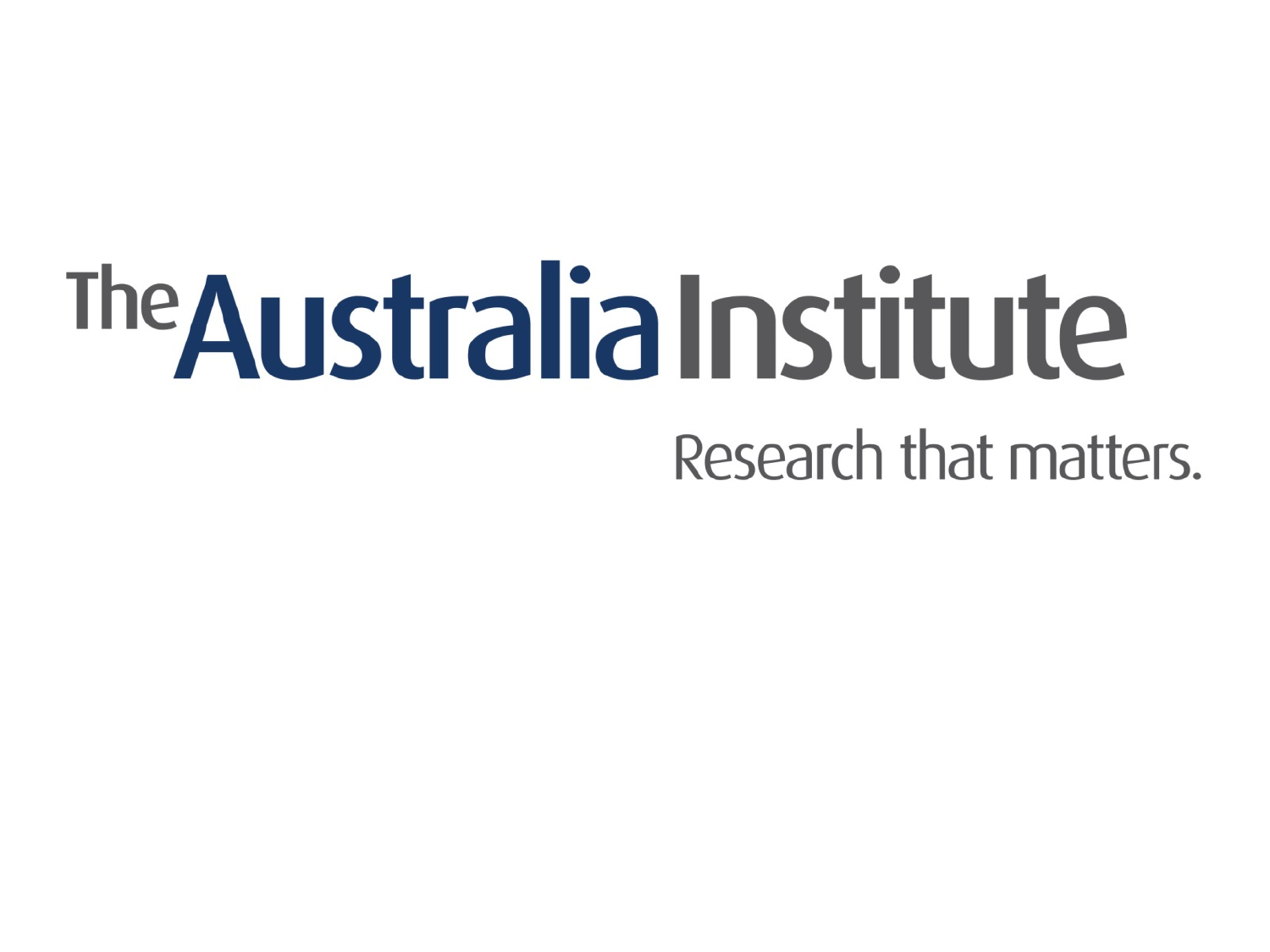The Australia Institute

Research that matters.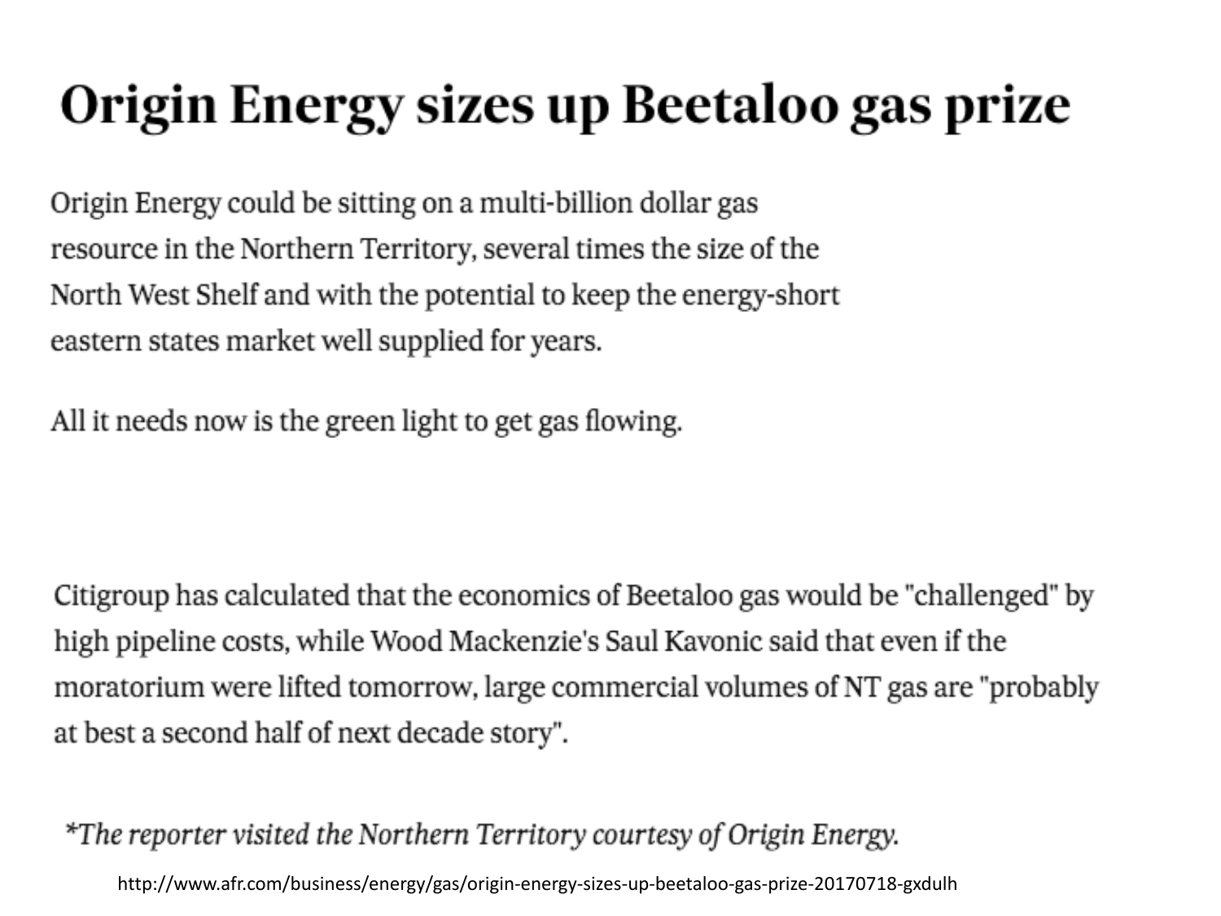# Origin Energy sizes up Beetaloo gas prize

Origin Energy could be sitting on a multi-billion dollar gas resource in the Northern Territory, several times the size of the North West Shelf and with the potential to keep the energy-short eastern states market well supplied for years.

All it needs now is the green light to get gas flowing.

Citigroup has calculated that the economics of Beetaloo gas would be "challenged" by high pipeline costs, while Wood Mackenzie's Saul Kavonic said that even if the moratorium were lifted tomorrow, large commercial volumes of NT gas are "probably at best a second half of next decade story".

**The reporter visited the Northern Territory courtesy of Origin Energy.*

http://www.afr.com/business/energy/gas/origin-energy-sizes-up-beetaloo-gas-prize-20170718-gxdulh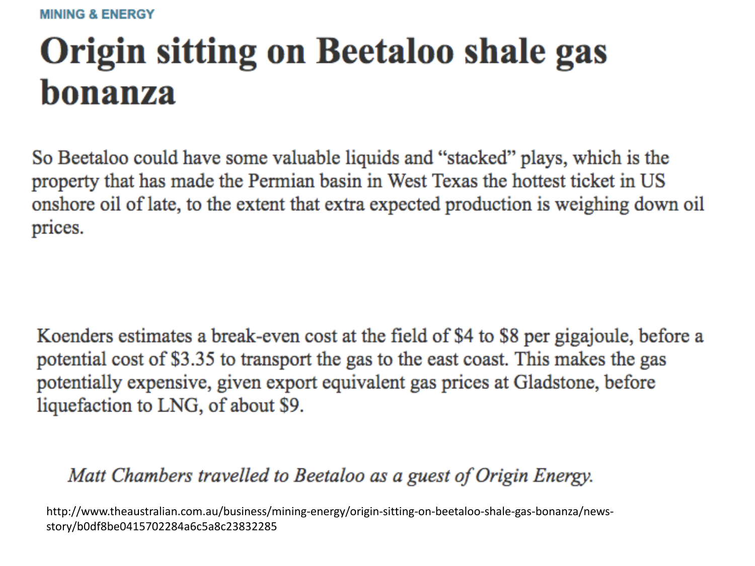MINING & ENERGY

# Origin sitting on Beetaloo shale gas bonanza

So Beetaloo could have some valuable liquids and “stacked” plays, which is the property that has made the Permian basin in West Texas the hottest ticket in US onshore oil of late, to the extent that extra expected production is weighing down oil prices.

Koenders estimates a break-even cost at the field of $4 to $8 per gigajoule, before a potential cost of $3.35 to transport the gas to the east coast. This makes the gas potentially expensive, given export equivalent gas prices at Gladstone, before liquefaction to LNG, of about $9.

*Matt Chambers travelled to Beetaloo as a guest of Origin Energy.*

http://www.theaustralian.com.au/business/mining-energy/origin-sitting-on-beetaloo-shale-gas-bonanza/news-story/b0df8be0415702284a6c5a8c23832285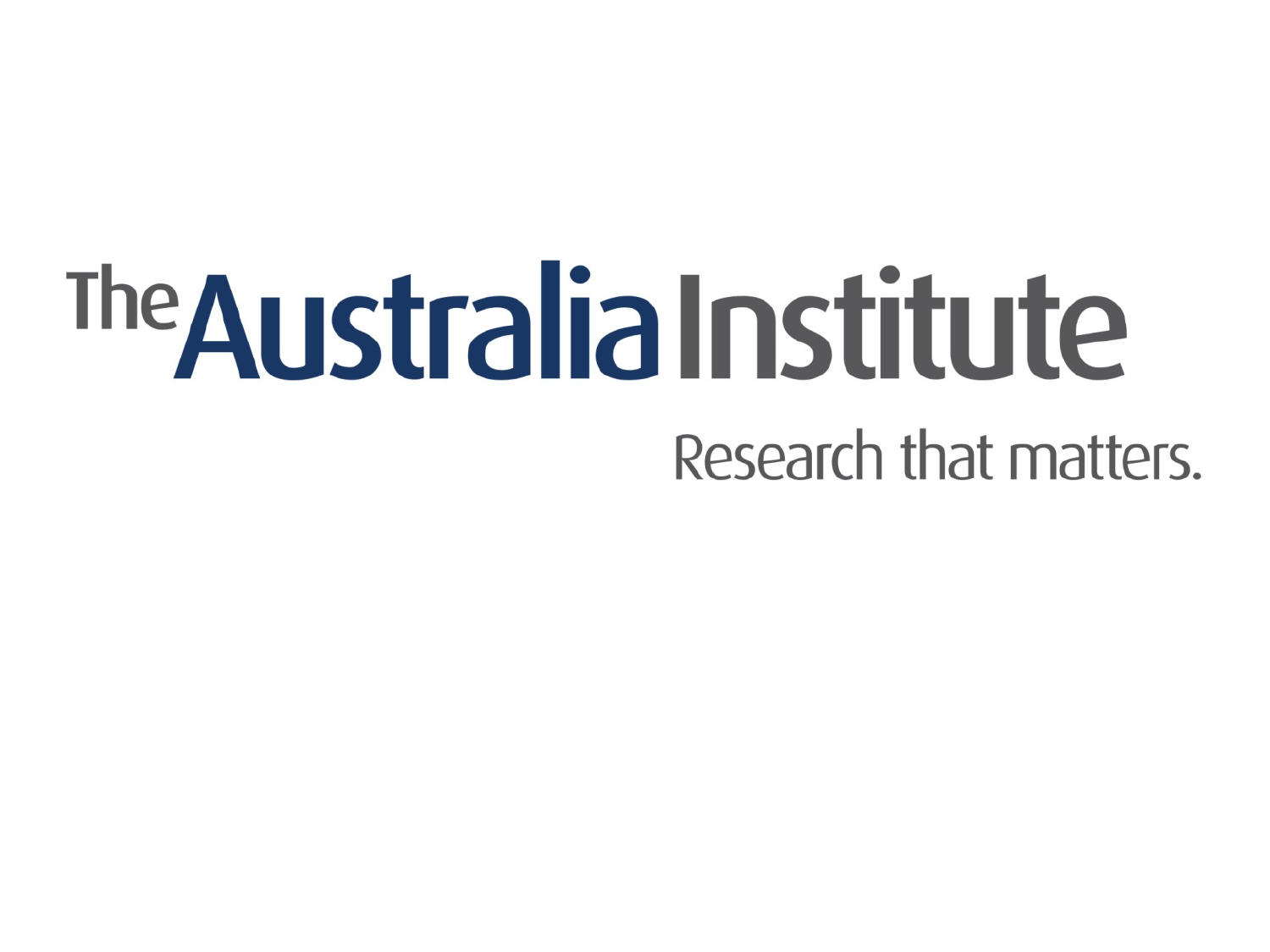The Australia Institute

Research that matters.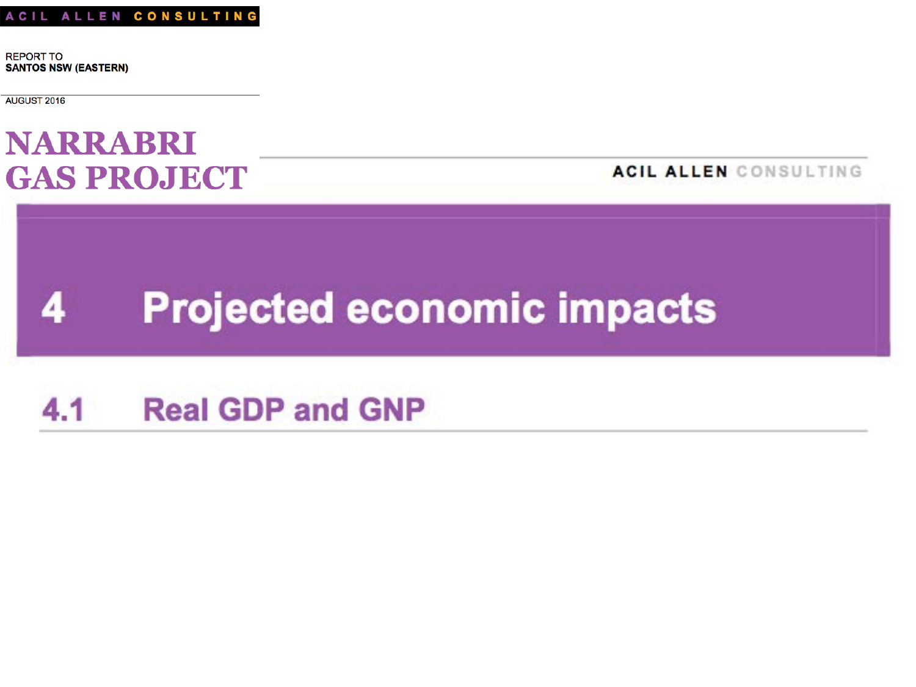REPORT TO
**SANTOS NSW (EASTERN)**

AUGUST 2016

# NARRABRI GAS PROJECT

ACIL ALLEN CONSULTING

## 4 Projected economic impacts

### 4.1 Real GDP and GNP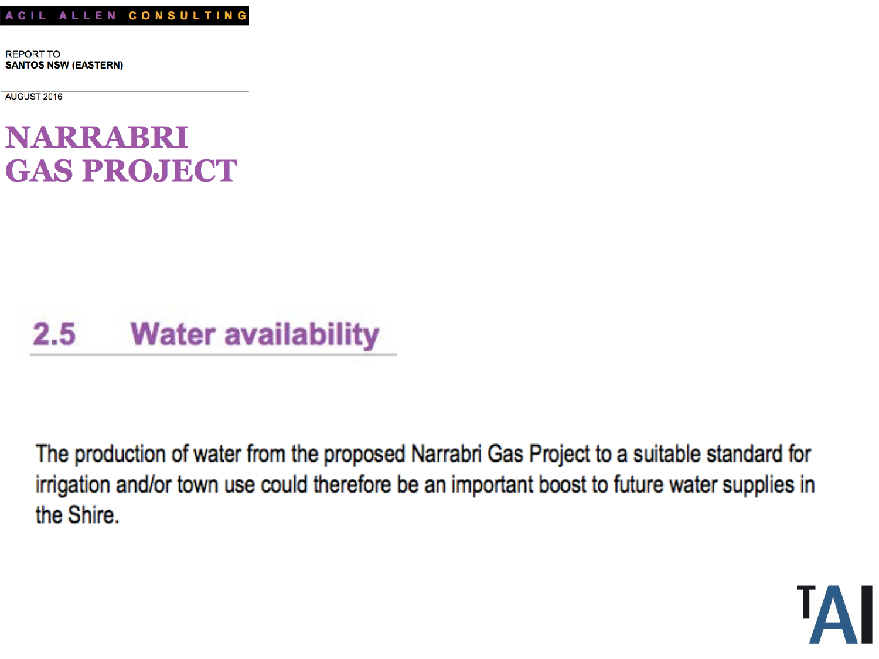ACIL ALLEN CONSULTING

REPORT TO
**SANTOS NSW (EASTERN)**

AUGUST 2016

# NARRABRI GAS PROJECT

## 2.5 Water availability

The production of water from the proposed Narrabri Gas Project to a suitable standard for irrigation and/or town use could therefore be an important boost to future water supplies in the Shire.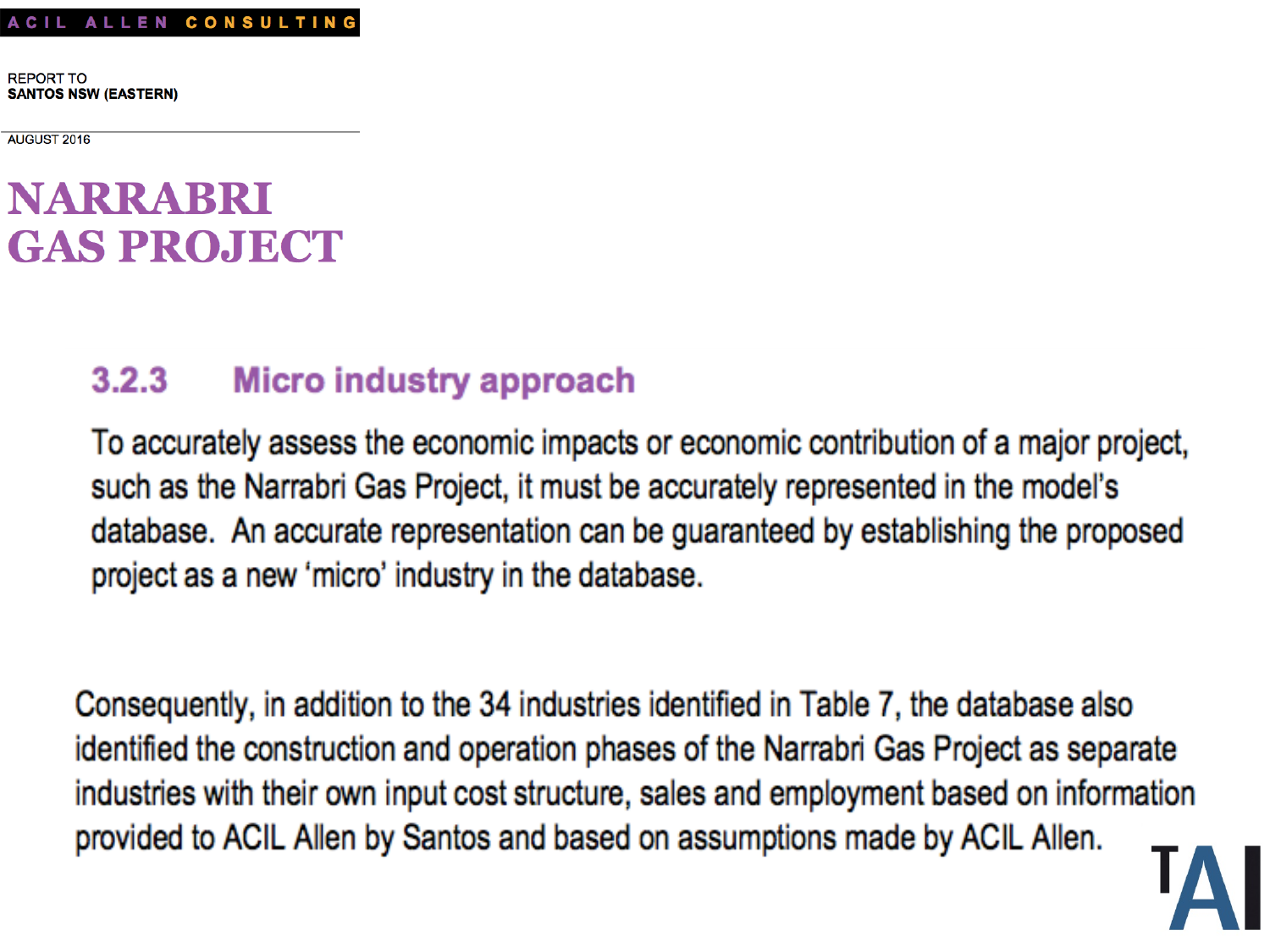ACIL ALLEN CONSULTING

REPORT TO
**SANTOS NSW (EASTERN)**

AUGUST 2016

# NARRABRI GAS PROJECT

### 3.2.3 Micro industry approach

To accurately assess the economic impacts or economic contribution of a major project, such as the Narrabri Gas Project, it must be accurately represented in the model's database. An accurate representation can be guaranteed by establishing the proposed project as a new 'micro' industry in the database.

Consequently, in addition to the 34 industries identified in Table 7, the database also identified the construction and operation phases of the Narrabri Gas Project as separate industries with their own input cost structure, sales and employment based on information provided to ACIL Allen by Santos and based on assumptions made by ACIL Allen.

TAI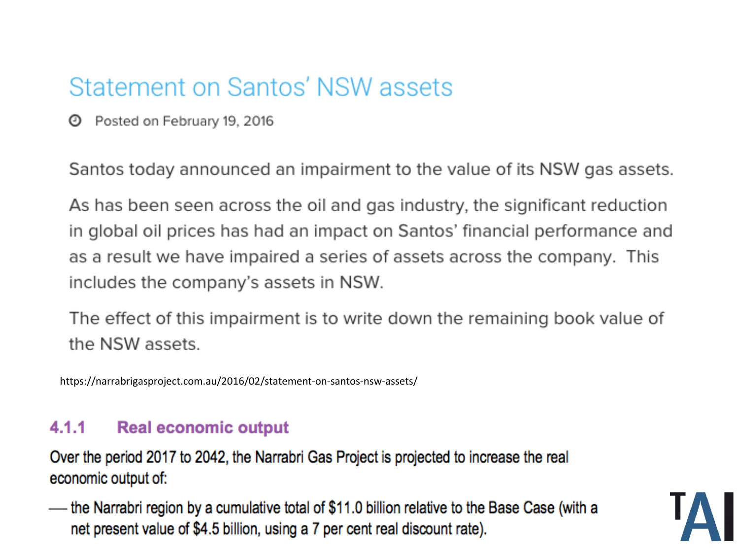## Statement on Santos' NSW assets

Posted on February 19, 2016

Santos today announced an impairment to the value of its NSW gas assets.

As has been seen across the oil and gas industry, the significant reduction in global oil prices has had an impact on Santos' financial performance and as a result we have impaired a series of assets across the company. This includes the company's assets in NSW.

The effect of this impairment is to write down the remaining book value of the NSW assets.

https://narrabrigasproject.com.au/2016/02/statement-on-santos-nsw-assets/

### 4.1.1 Real economic output

Over the period 2017 to 2042, the Narrabri Gas Project is projected to increase the real economic output of:

- the Narrabri region by a cumulative total of $11.0 billion relative to the Base Case (with a net present value of $4.5 billion, using a 7 per cent real discount rate).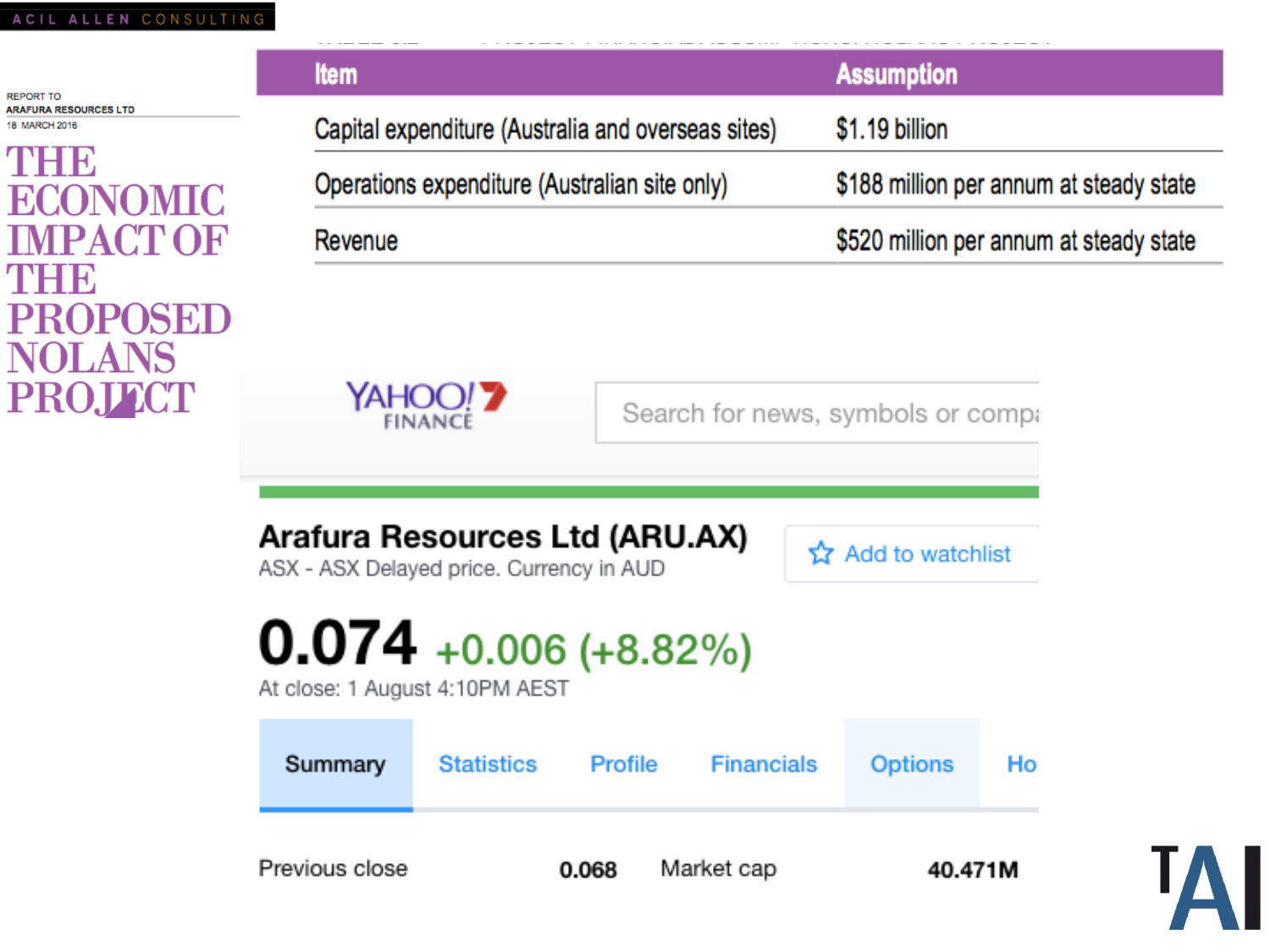ACIL ALLEN CONSULTING

REPORT TO
ARAFURA RESOURCES LTD
18 MARCH 2016

# THE ECONOMIC IMPACT OF THE PROPOSED NOLANS PROJECT

| Item | Assumption |
| --- | --- |
| Capital expenditure (Australia and overseas sites) | $1.19 billion |
| Operations expenditure (Australian site only) | $188 million per annum at steady state |
| Revenue | $520 million per annum at steady state |

YAHOO! 7 FINANCE

Search for news, symbols or compa

## Arafura Resources Ltd (ARU.AX)

ASX - ASX Delayed price. Currency in AUD

Add to watchlist

**0.074** +0.006 (+8.82%)

At close: 1 August 4:10PM AEST

Summary | Statistics | Profile | Financials | Options | Ho

| | | | |
| --- | --- | --- | --- |
| Previous close | 0.068 | Market cap | 40.471M |

TAI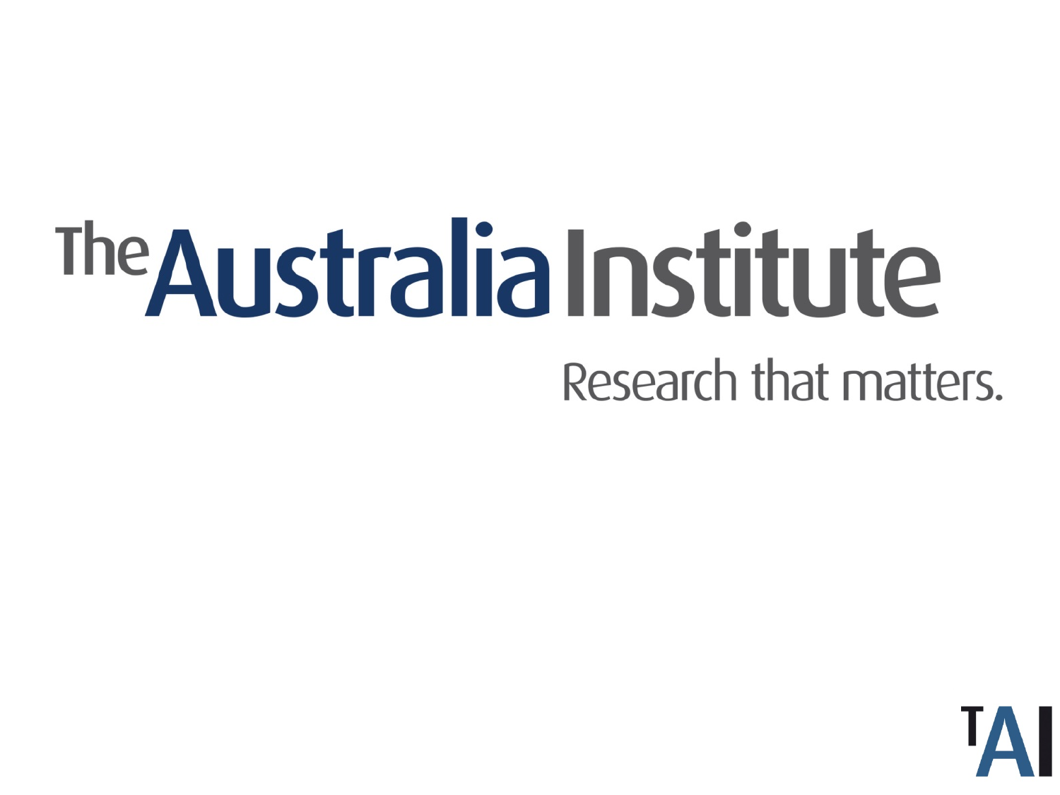The Australia Institute

Research that matters.

TAI